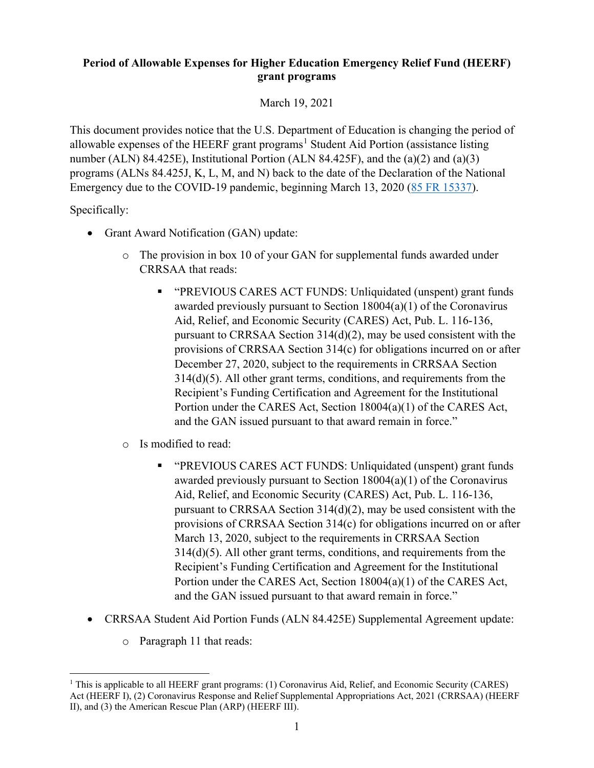**Period of Allowable Expenses for Higher Education Emergency Relief Fund (HEERF) grant programs**

March 19, 2021

This document provides notice that the U.S. Department of Education is changing the period of allowable expenses of the HEERF grant programs[1] Student Aid Portion (assistance listing number (ALN) 84.425E), Institutional Portion (ALN 84.425F), and the (a)(2) and (a)(3) programs (ALNs 84.425J, K, L, M, and N) back to the date of the Declaration of the National Emergency due to the COVID-19 pandemic, beginning March 13, 2020 (85 FR 15337).

Specifically:

- Grant Award Notification (GAN) update:
  - The provision in box 10 of your GAN for supplemental funds awarded under CRRSAA that reads:
    - "PREVIOUS CARES ACT FUNDS: Unliquidated (unspent) grant funds awarded previously pursuant to Section 18004(a)(1) of the Coronavirus Aid, Relief, and Economic Security (CARES) Act, Pub. L. 116-136, pursuant to CRRSAA Section 314(d)(2), may be used consistent with the provisions of CRRSAA Section 314(c) for obligations incurred on or after December 27, 2020, subject to the requirements in CRRSAA Section 314(d)(5). All other grant terms, conditions, and requirements from the Recipient's Funding Certification and Agreement for the Institutional Portion under the CARES Act, Section 18004(a)(1) of the CARES Act, and the GAN issued pursuant to that award remain in force."
  - Is modified to read:
    - "PREVIOUS CARES ACT FUNDS: Unliquidated (unspent) grant funds awarded previously pursuant to Section 18004(a)(1) of the Coronavirus Aid, Relief, and Economic Security (CARES) Act, Pub. L. 116-136, pursuant to CRRSAA Section 314(d)(2), may be used consistent with the provisions of CRRSAA Section 314(c) for obligations incurred on or after March 13, 2020, subject to the requirements in CRRSAA Section 314(d)(5). All other grant terms, conditions, and requirements from the Recipient's Funding Certification and Agreement for the Institutional Portion under the CARES Act, Section 18004(a)(1) of the CARES Act, and the GAN issued pursuant to that award remain in force."
- CRRSAA Student Aid Portion Funds (ALN 84.425E) Supplemental Agreement update:
  - Paragraph 11 that reads:

[1] This is applicable to all HEERF grant programs: (1) Coronavirus Aid, Relief, and Economic Security (CARES) Act (HEERF I), (2) Coronavirus Response and Relief Supplemental Appropriations Act, 2021 (CRRSAA) (HEERF II), and (3) the American Rescue Plan (ARP) (HEERF III).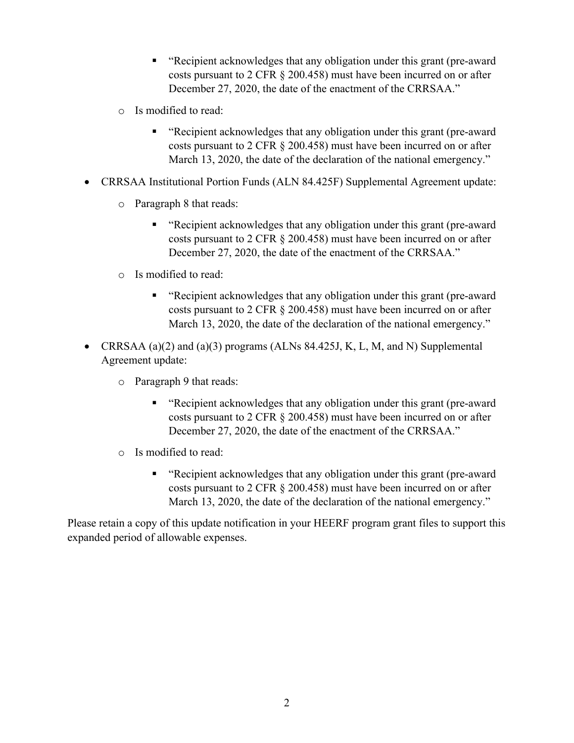- "Recipient acknowledges that any obligation under this grant (pre-award costs pursuant to 2 CFR § 200.458) must have been incurred on or after December 27, 2020, the date of the enactment of the CRRSAA."
  - Is modified to read:
    - "Recipient acknowledges that any obligation under this grant (pre-award costs pursuant to 2 CFR § 200.458) must have been incurred on or after March 13, 2020, the date of the declaration of the national emergency."
- CRRSAA Institutional Portion Funds (ALN 84.425F) Supplemental Agreement update:
  - Paragraph 8 that reads:
    - "Recipient acknowledges that any obligation under this grant (pre-award costs pursuant to 2 CFR § 200.458) must have been incurred on or after December 27, 2020, the date of the enactment of the CRRSAA."
  - Is modified to read:
    - "Recipient acknowledges that any obligation under this grant (pre-award costs pursuant to 2 CFR § 200.458) must have been incurred on or after March 13, 2020, the date of the declaration of the national emergency."
- CRRSAA (a)(2) and (a)(3) programs (ALNs 84.425J, K, L, M, and N) Supplemental Agreement update:
  - Paragraph 9 that reads:
    - "Recipient acknowledges that any obligation under this grant (pre-award costs pursuant to 2 CFR § 200.458) must have been incurred on or after December 27, 2020, the date of the enactment of the CRRSAA."
  - Is modified to read:
    - "Recipient acknowledges that any obligation under this grant (pre-award costs pursuant to 2 CFR § 200.458) must have been incurred on or after March 13, 2020, the date of the declaration of the national emergency."

Please retain a copy of this update notification in your HEERF program grant files to support this expanded period of allowable expenses.